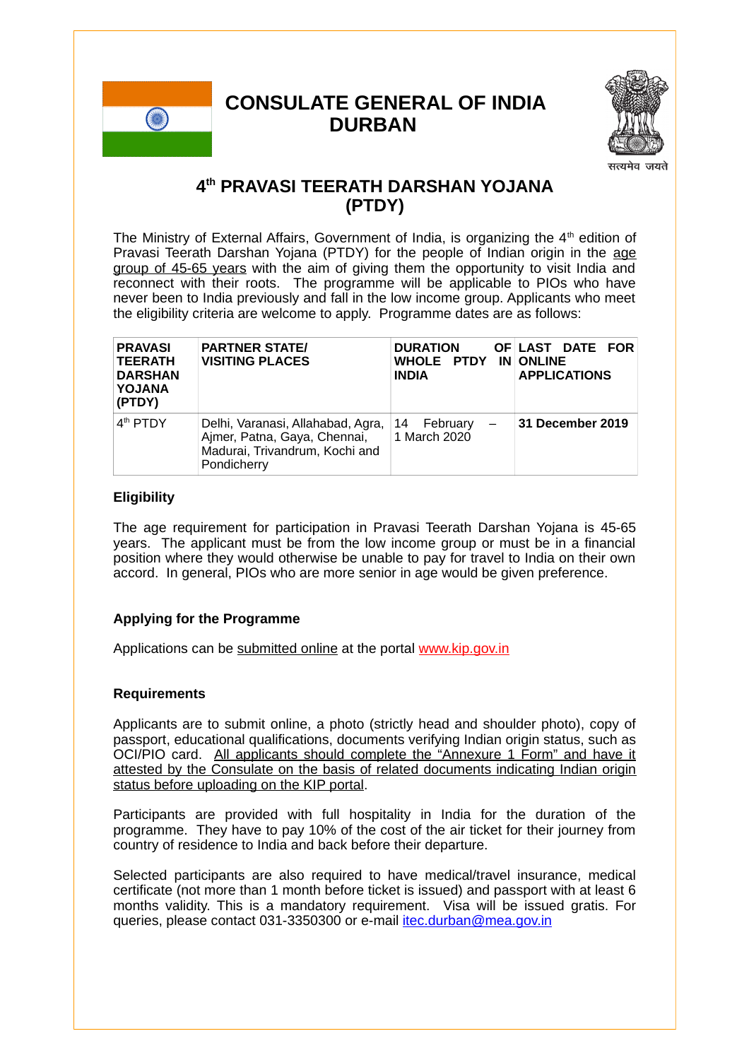# CONSULATE GENERAL OF INDIA DURBAN

सत्यमेव जयते

## 4th PRAVASI TEERATH DARSHAN YOJANA (PTDY)

The Ministry of External Affairs, Government of India, is organizing the 4th edition of Pravasi Teerath Darshan Yojana (PTDY) for the people of Indian origin in the age group of 45-65 years with the aim of giving them the opportunity to visit India and reconnect with their roots. The programme will be applicable to PIOs who have never been to India previously and fall in the low income group. Applicants who meet the eligibility criteria are welcome to apply. Programme dates are as follows:

| **PRAVASI TEERATH DARSHAN YOJANA (PTDY)** | **PARTNER STATE/ VISITING PLACES** | **DURATION OF WHOLE PTDY IN INDIA** | **LAST DATE FOR ONLINE APPLICATIONS** |
|---|---|---|---|
| 4th PTDY | Delhi, Varanasi, Allahabad, Agra, Ajmer, Patna, Gaya, Chennai, Madurai, Trivandrum, Kochi and Pondicherry | 14 February – 1 March 2020 | **31 December 2019** |

### Eligibility

The age requirement for participation in Pravasi Teerath Darshan Yojana is 45-65 years. The applicant must be from the low income group or must be in a financial position where they would otherwise be unable to pay for travel to India on their own accord. In general, PIOs who are more senior in age would be given preference.

### Applying for the Programme

Applications can be submitted online at the portal www.kip.gov.in

### Requirements

Applicants are to submit online, a photo (strictly head and shoulder photo), copy of passport, educational qualifications, documents verifying Indian origin status, such as OCI/PIO card. All applicants should complete the "Annexure 1 Form" and have it attested by the Consulate on the basis of related documents indicating Indian origin status before uploading on the KIP portal.

Participants are provided with full hospitality in India for the duration of the programme. They have to pay 10% of the cost of the air ticket for their journey from country of residence to India and back before their departure.

Selected participants are also required to have medical/travel insurance, medical certificate (not more than 1 month before ticket is issued) and passport with at least 6 months validity. This is a mandatory requirement. Visa will be issued gratis. For queries, please contact 031-3350300 or e-mail itec.durban@mea.gov.in